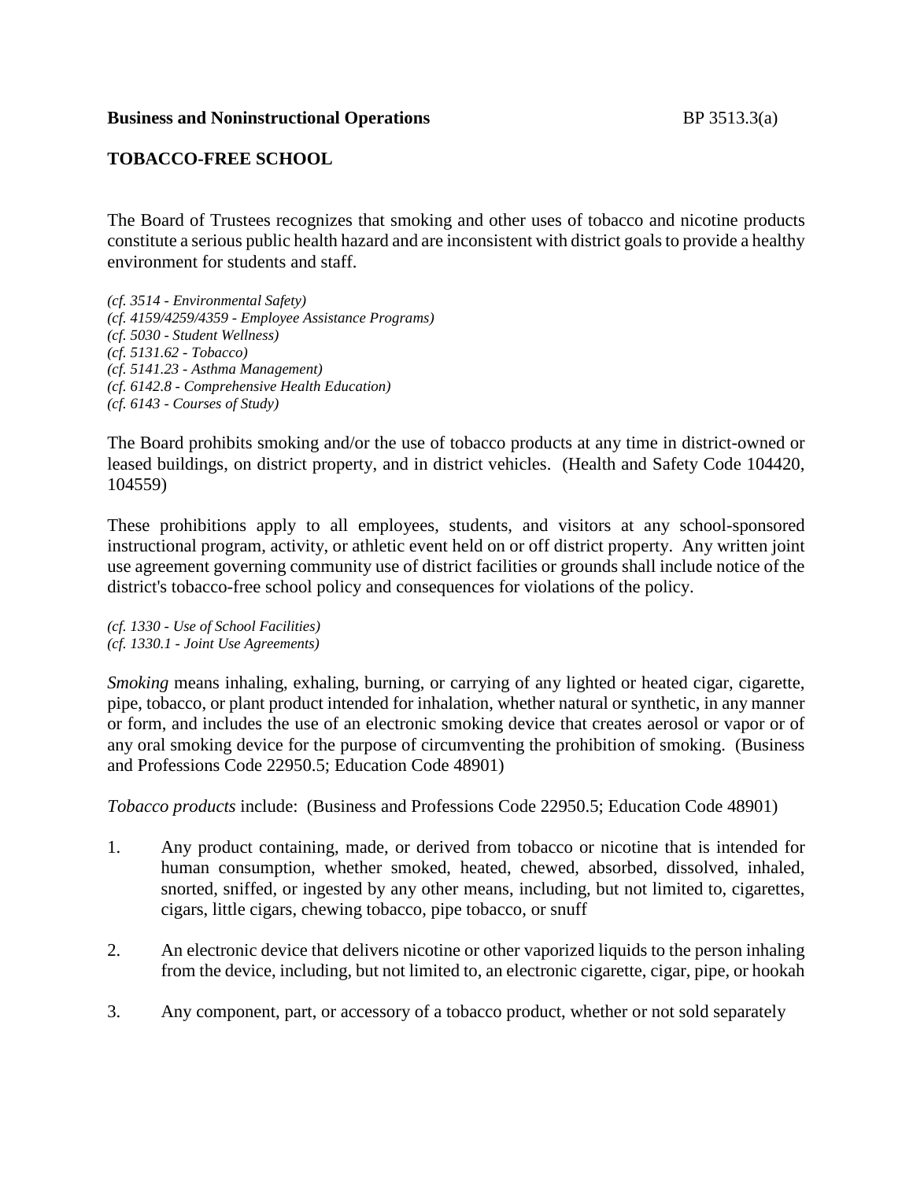**Business and Noninstructional Operations** BP 3513.3(a)

## TOBACCO-FREE SCHOOL

The Board of Trustees recognizes that smoking and other uses of tobacco and nicotine products constitute a serious public health hazard and are inconsistent with district goals to provide a healthy environment for students and staff.

*(cf. 3514 - Environmental Safety)*
*(cf. 4159/4259/4359 - Employee Assistance Programs)*
*(cf. 5030 - Student Wellness)*
*(cf. 5131.62 - Tobacco)*
*(cf. 5141.23 - Asthma Management)*
*(cf. 6142.8 - Comprehensive Health Education)*
*(cf. 6143 - Courses of Study)*

The Board prohibits smoking and/or the use of tobacco products at any time in district-owned or leased buildings, on district property, and in district vehicles. (Health and Safety Code 104420, 104559)

These prohibitions apply to all employees, students, and visitors at any school-sponsored instructional program, activity, or athletic event held on or off district property. Any written joint use agreement governing community use of district facilities or grounds shall include notice of the district's tobacco-free school policy and consequences for violations of the policy.

*(cf. 1330 - Use of School Facilities)*
*(cf. 1330.1 - Joint Use Agreements)*

*Smoking* means inhaling, exhaling, burning, or carrying of any lighted or heated cigar, cigarette, pipe, tobacco, or plant product intended for inhalation, whether natural or synthetic, in any manner or form, and includes the use of an electronic smoking device that creates aerosol or vapor or of any oral smoking device for the purpose of circumventing the prohibition of smoking. (Business and Professions Code 22950.5; Education Code 48901)

*Tobacco products* include: (Business and Professions Code 22950.5; Education Code 48901)

1. Any product containing, made, or derived from tobacco or nicotine that is intended for human consumption, whether smoked, heated, chewed, absorbed, dissolved, inhaled, snorted, sniffed, or ingested by any other means, including, but not limited to, cigarettes, cigars, little cigars, chewing tobacco, pipe tobacco, or snuff

2. An electronic device that delivers nicotine or other vaporized liquids to the person inhaling from the device, including, but not limited to, an electronic cigarette, cigar, pipe, or hookah

3. Any component, part, or accessory of a tobacco product, whether or not sold separately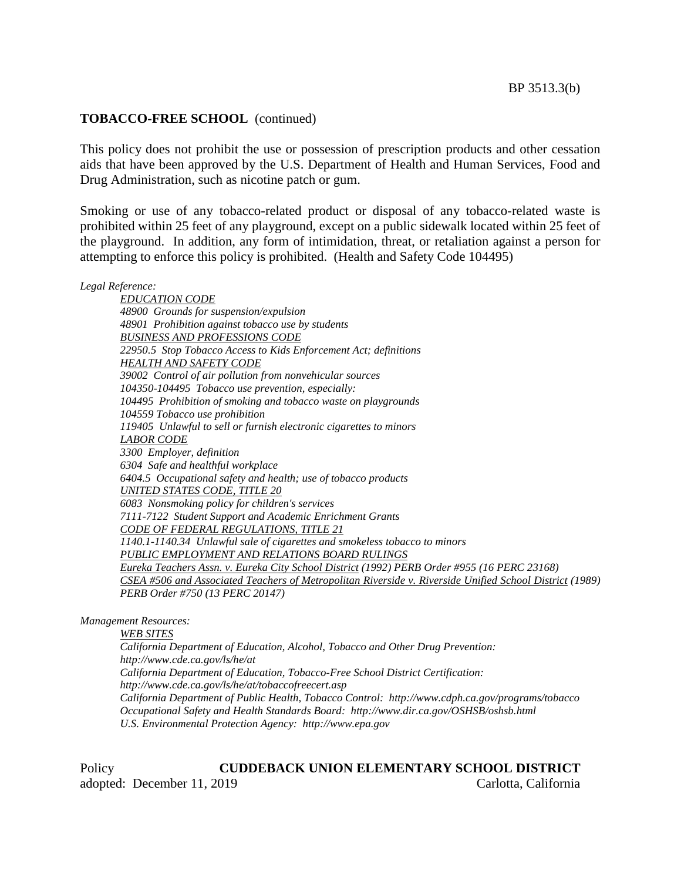**TOBACCO-FREE SCHOOL** (continued)

This policy does not prohibit the use or possession of prescription products and other cessation aids that have been approved by the U.S. Department of Health and Human Services, Food and Drug Administration, such as nicotine patch or gum.

Smoking or use of any tobacco-related product or disposal of any tobacco-related waste is prohibited within 25 feet of any playground, except on a public sidewalk located within 25 feet of the playground. In addition, any form of intimidation, threat, or retaliation against a person for attempting to enforce this policy is prohibited. (Health and Safety Code 104495)

*Legal Reference:*

*EDUCATION CODE*
*48900 Grounds for suspension/expulsion*
*48901 Prohibition against tobacco use by students*
*BUSINESS AND PROFESSIONS CODE*
*22950.5 Stop Tobacco Access to Kids Enforcement Act; definitions*
*HEALTH AND SAFETY CODE*
*39002 Control of air pollution from nonvehicular sources*
*104350-104495 Tobacco use prevention, especially:*
*104495 Prohibition of smoking and tobacco waste on playgrounds*
*104559 Tobacco use prohibition*
*119405 Unlawful to sell or furnish electronic cigarettes to minors*
*LABOR CODE*
*3300 Employer, definition*
*6304 Safe and healthful workplace*
*6404.5 Occupational safety and health; use of tobacco products*
*UNITED STATES CODE, TITLE 20*
*6083 Nonsmoking policy for children's services*
*7111-7122 Student Support and Academic Enrichment Grants*
*CODE OF FEDERAL REGULATIONS, TITLE 21*
*1140.1-1140.34 Unlawful sale of cigarettes and smokeless tobacco to minors*
*PUBLIC EMPLOYMENT AND RELATIONS BOARD RULINGS*
*Eureka Teachers Assn. v. Eureka City School District (1992) PERB Order #955 (16 PERC 23168)*
*CSEA #506 and Associated Teachers of Metropolitan Riverside v. Riverside Unified School District (1989) PERB Order #750 (13 PERC 20147)*

*Management Resources:*

*WEB SITES*
*California Department of Education, Alcohol, Tobacco and Other Drug Prevention: http://www.cde.ca.gov/ls/he/at*
*California Department of Education, Tobacco-Free School District Certification: http://www.cde.ca.gov/ls/he/at/tobaccofreecert.asp*
*California Department of Public Health, Tobacco Control: http://www.cdph.ca.gov/programs/tobacco*
*Occupational Safety and Health Standards Board: http://www.dir.ca.gov/OSHSB/oshsb.html*
*U.S. Environmental Protection Agency: http://www.epa.gov*

Policy adopted: December 11, 2019

**CUDDEBACK UNION ELEMENTARY SCHOOL DISTRICT**
Carlotta, California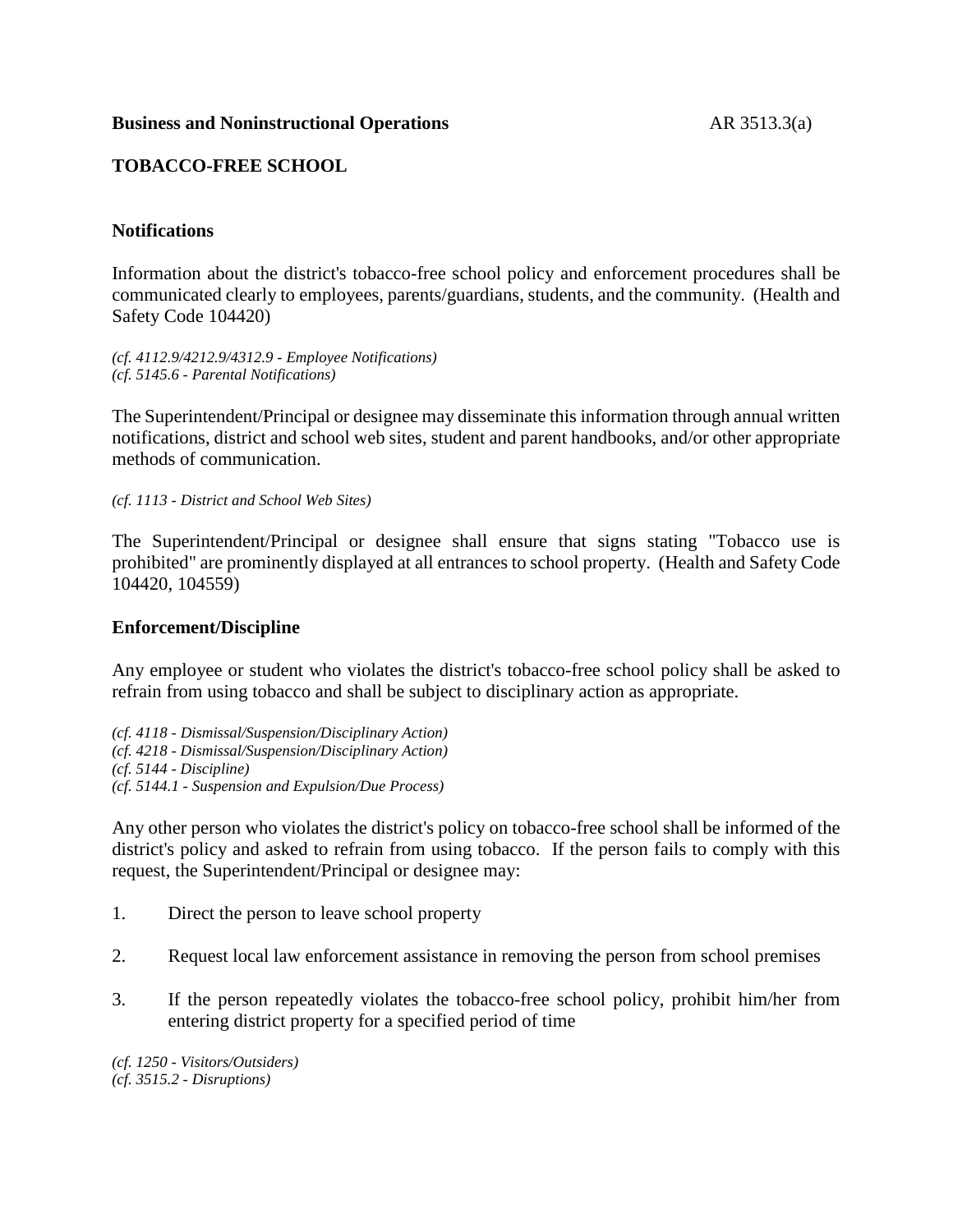**Business and Noninstructional Operations** AR 3513.3(a)

## TOBACCO-FREE SCHOOL

### Notifications

Information about the district's tobacco-free school policy and enforcement procedures shall be communicated clearly to employees, parents/guardians, students, and the community. (Health and Safety Code 104420)

*(cf. 4112.9/4212.9/4312.9 - Employee Notifications)*
*(cf. 5145.6 - Parental Notifications)*

The Superintendent/Principal or designee may disseminate this information through annual written notifications, district and school web sites, student and parent handbooks, and/or other appropriate methods of communication.

*(cf. 1113 - District and School Web Sites)*

The Superintendent/Principal or designee shall ensure that signs stating "Tobacco use is prohibited" are prominently displayed at all entrances to school property. (Health and Safety Code 104420, 104559)

### Enforcement/Discipline

Any employee or student who violates the district's tobacco-free school policy shall be asked to refrain from using tobacco and shall be subject to disciplinary action as appropriate.

*(cf. 4118 - Dismissal/Suspension/Disciplinary Action)*
*(cf. 4218 - Dismissal/Suspension/Disciplinary Action)*
*(cf. 5144 - Discipline)*
*(cf. 5144.1 - Suspension and Expulsion/Due Process)*

Any other person who violates the district's policy on tobacco-free school shall be informed of the district's policy and asked to refrain from using tobacco. If the person fails to comply with this request, the Superintendent/Principal or designee may:

1. Direct the person to leave school property

2. Request local law enforcement assistance in removing the person from school premises

3. If the person repeatedly violates the tobacco-free school policy, prohibit him/her from entering district property for a specified period of time

*(cf. 1250 - Visitors/Outsiders)*
*(cf. 3515.2 - Disruptions)*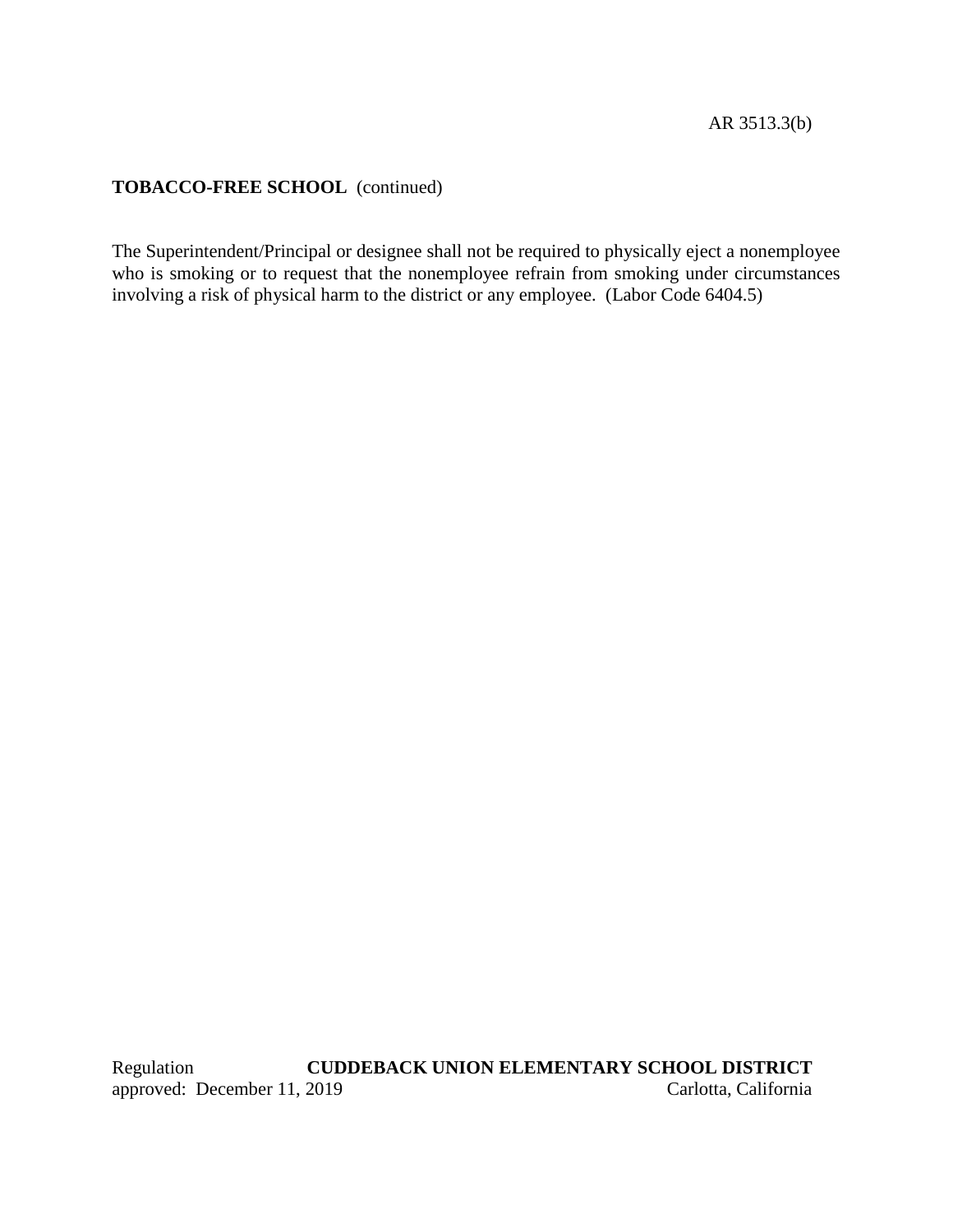The Superintendent/Principal or designee shall not be required to physically eject a nonemployee who is smoking or to request that the nonemployee refrain from smoking under circumstances involving a risk of physical harm to the district or any employee. (Labor Code 6404.5)

Regulation approved: December 11, 2019

**CUDDEBACK UNION ELEMENTARY SCHOOL DISTRICT**
Carlotta, California